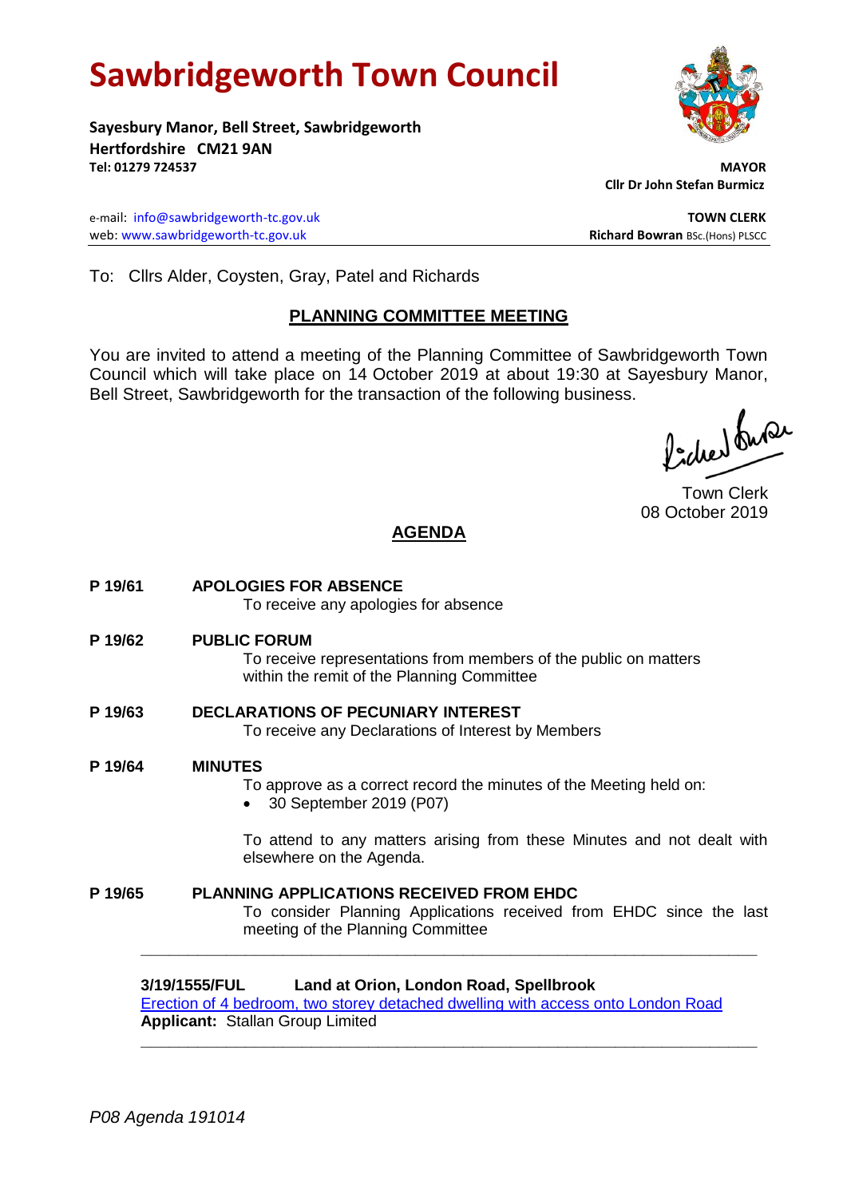# Sawbridgeworth Town Council

**Sayesbury Manor, Bell Street, Sawbridgeworth**
**Hertfordshire CM21 9AN**
**Tel: 01279 724537**

**MAYOR**
**Cllr Dr John Stefan Burmicz**

e-mail: info@sawbridgeworth-tc.gov.uk
web: www.sawbridgeworth-tc.gov.uk

**TOWN CLERK**
**Richard Bowran** BSc.(Hons) PLSCC

To: Cllrs Alder, Coysten, Gray, Patel and Richards

## PLANNING COMMITTEE MEETING

You are invited to attend a meeting of the Planning Committee of Sawbridgeworth Town Council which will take place on 14 October 2019 at about 19:30 at Sayesbury Manor, Bell Street, Sawbridgeworth for the transaction of the following business.

Town Clerk
08 October 2019

## AGENDA

**P 19/61 APOLOGIES FOR ABSENCE**
To receive any apologies for absence

**P 19/62 PUBLIC FORUM**
To receive representations from members of the public on matters within the remit of the Planning Committee

**P 19/63 DECLARATIONS OF PECUNIARY INTEREST**
To receive any Declarations of Interest by Members

**P 19/64 MINUTES**
To approve as a correct record the minutes of the Meeting held on:

- 30 September 2019 (P07)

To attend to any matters arising from these Minutes and not dealt with elsewhere on the Agenda.

**P 19/65 PLANNING APPLICATIONS RECEIVED FROM EHDC**
To consider Planning Applications received from EHDC since the last meeting of the Planning Committee

---

**3/19/1555/FUL Land at Orion, London Road, Spellbrook**
Erection of 4 bedroom, two storey detached dwelling with access onto London Road
**Applicant:** Stallan Group Limited

---

*P08 Agenda 191014*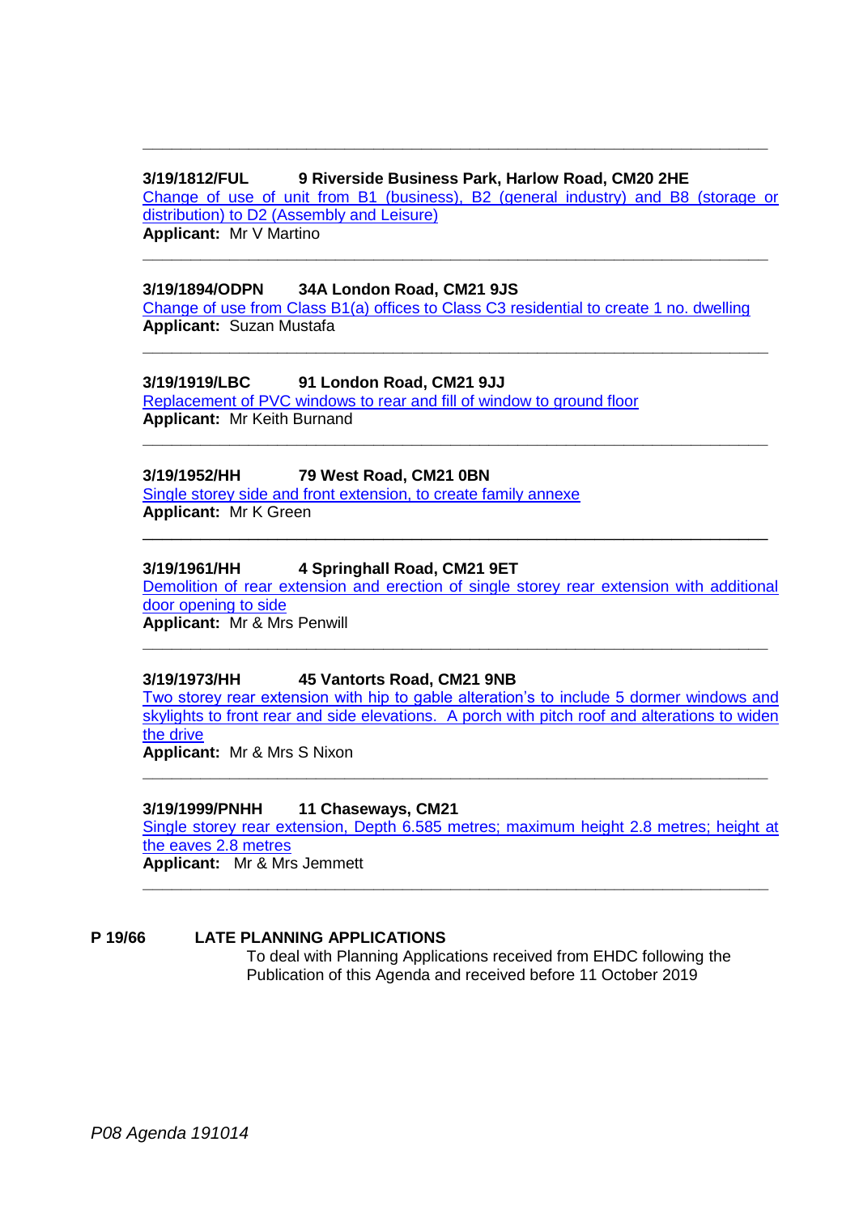---

**3/19/1812/FUL** **9 Riverside Business Park, Harlow Road, CM20 2HE**
Change of use of unit from B1 (business), B2 (general industry) and B8 (storage or distribution) to D2 (Assembly and Leisure)
**Applicant:** Mr V Martino

---

**3/19/1894/ODPN** **34A London Road, CM21 9JS**
Change of use from Class B1(a) offices to Class C3 residential to create 1 no. dwelling
**Applicant:** Suzan Mustafa

---

**3/19/1919/LBC** **91 London Road, CM21 9JJ**
Replacement of PVC windows to rear and fill of window to ground floor
**Applicant:** Mr Keith Burnand

---

**3/19/1952/HH** **79 West Road, CM21 0BN**
Single storey side and front extension, to create family annexe
**Applicant:** Mr K Green

---

**3/19/1961/HH** **4 Springhall Road, CM21 9ET**
Demolition of rear extension and erection of single storey rear extension with additional door opening to side
**Applicant:** Mr & Mrs Penwill

---

**3/19/1973/HH** **45 Vantorts Road, CM21 9NB**
Two storey rear extension with hip to gable alteration's to include 5 dormer windows and skylights to front rear and side elevations. A porch with pitch roof and alterations to widen the drive
**Applicant:** Mr & Mrs S Nixon

---

**3/19/1999/PNHH** **11 Chaseways, CM21**
Single storey rear extension, Depth 6.585 metres; maximum height 2.8 metres; height at the eaves 2.8 metres
**Applicant:** Mr & Mrs Jemmett

---

**P 19/66** **LATE PLANNING APPLICATIONS**

To deal with Planning Applications received from EHDC following the Publication of this Agenda and received before 11 October 2019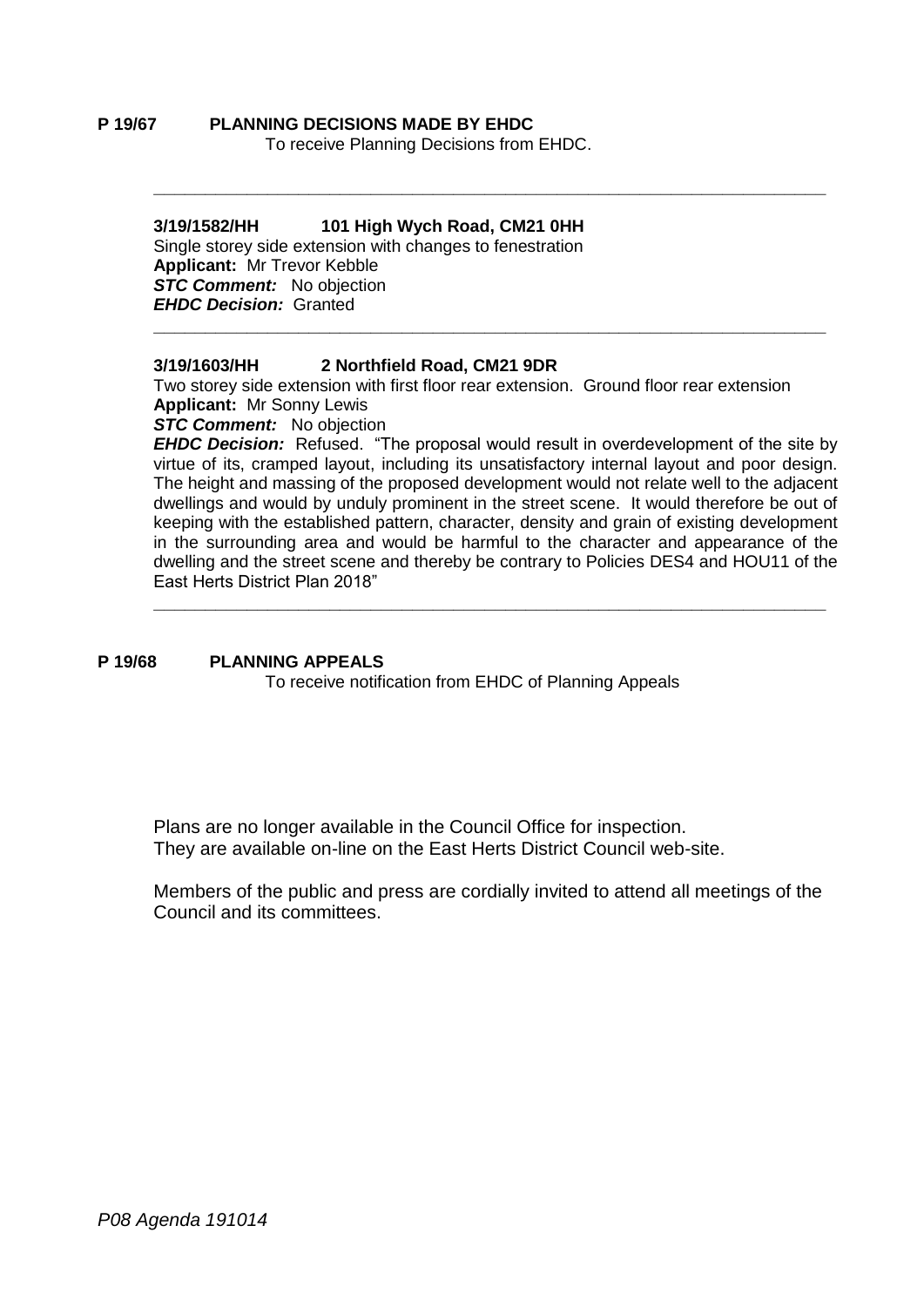**P 19/67 PLANNING DECISIONS MADE BY EHDC**

To receive Planning Decisions from EHDC.

---

**3/19/1582/HH 101 High Wych Road, CM21 0HH**

Single storey side extension with changes to fenestration

**Applicant:** Mr Trevor Kebble

***STC Comment:*** No objection

***EHDC Decision:*** Granted

---

**3/19/1603/HH 2 Northfield Road, CM21 9DR**

Two storey side extension with first floor rear extension. Ground floor rear extension

**Applicant:** Mr Sonny Lewis

***STC Comment:*** No objection

***EHDC Decision:*** Refused. "The proposal would result in overdevelopment of the site by virtue of its, cramped layout, including its unsatisfactory internal layout and poor design. The height and massing of the proposed development would not relate well to the adjacent dwellings and would by unduly prominent in the street scene. It would therefore be out of keeping with the established pattern, character, density and grain of existing development in the surrounding area and would be harmful to the character and appearance of the dwelling and the street scene and thereby be contrary to Policies DES4 and HOU11 of the East Herts District Plan 2018"

---

**P 19/68 PLANNING APPEALS**

To receive notification from EHDC of Planning Appeals

Plans are no longer available in the Council Office for inspection.
They are available on-line on the East Herts District Council web-site.

Members of the public and press are cordially invited to attend all meetings of the Council and its committees.